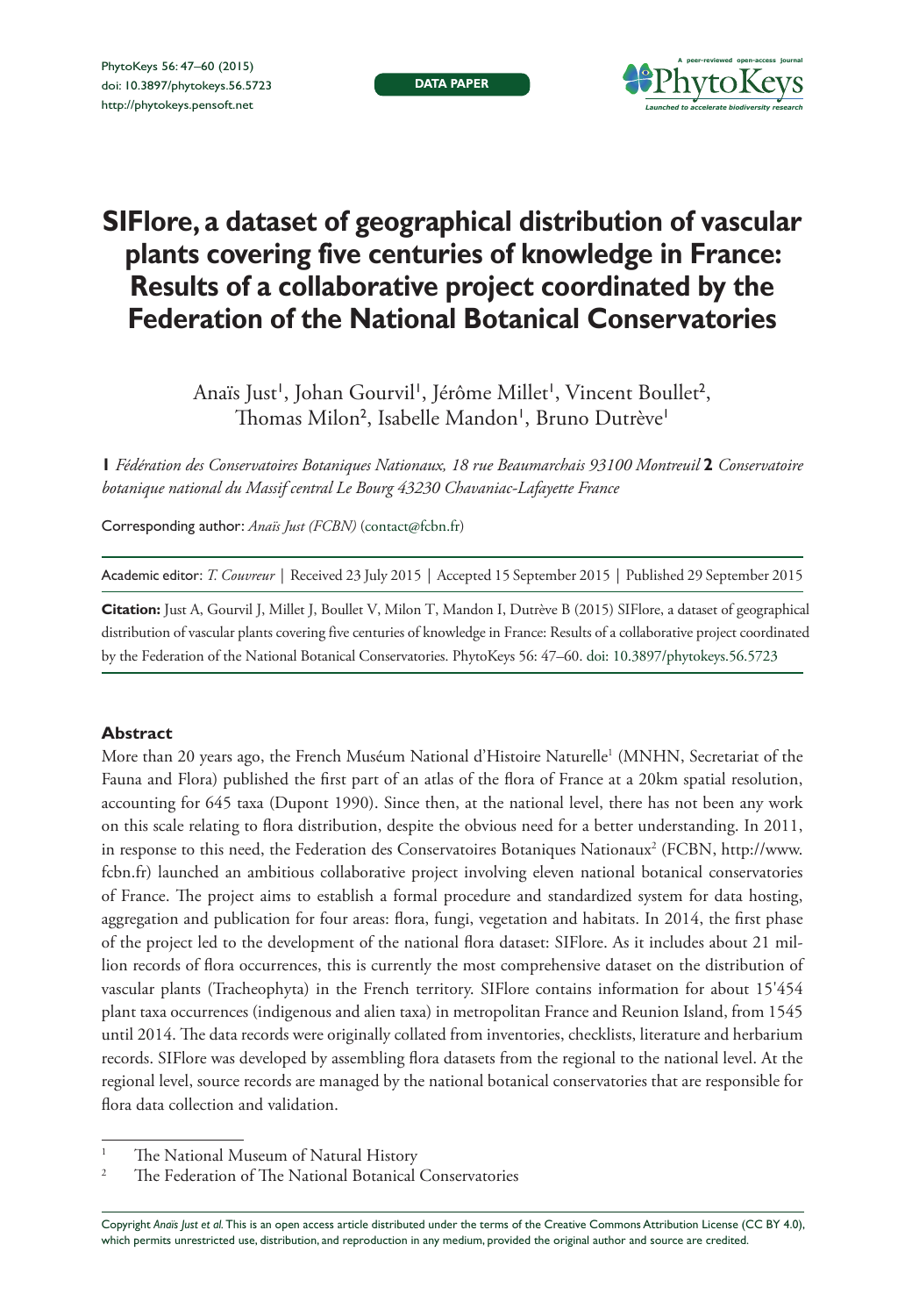DATA PAPER

# SIFlore, a dataset of geographical distribution of vascular plants covering five centuries of knowledge in France: Results of a collaborative project coordinated by the Federation of the National Botanical Conservatories

Anaïs Just[1], Johan Gourvil[1], Jérôme Millet[1], Vincent Boullet[2], Thomas Milon[2], Isabelle Mandon[1], Bruno Dutrève[1]

**1** *Fédération des Conservatoires Botaniques Nationaux, 18 rue Beaumarchais 93100 Montreuil* **2** *Conservatoire botanique national du Massif central Le Bourg 43230 Chavaniac-Lafayette France*

Corresponding author: *Anaïs Just (FCBN)* (contact@fcbn.fr)

Academic editor: *T. Couvreur* | Received 23 July 2015 | Accepted 15 September 2015 | Published 29 September 2015

**Citation:** Just A, Gourvil J, Millet J, Boullet V, Milon T, Mandon I, Dutrève B (2015) SIFlore, a dataset of geographical distribution of vascular plants covering five centuries of knowledge in France: Results of a collaborative project coordinated by the Federation of the National Botanical Conservatories. PhytoKeys 56: 47–60. doi: 10.3897/phytokeys.56.5723

## Abstract

More than 20 years ago, the French Muséum National d'Histoire Naturelle[1] (MNHN, Secretariat of the Fauna and Flora) published the first part of an atlas of the flora of France at a 20km spatial resolution, accounting for 645 taxa (Dupont 1990). Since then, at the national level, there has not been any work on this scale relating to flora distribution, despite the obvious need for a better understanding. In 2011, in response to this need, the Federation des Conservatoires Botaniques Nationaux[2] (FCBN, http://www.fcbn.fr) launched an ambitious collaborative project involving eleven national botanical conservatories of France. The project aims to establish a formal procedure and standardized system for data hosting, aggregation and publication for four areas: flora, fungi, vegetation and habitats. In 2014, the first phase of the project led to the development of the national flora dataset: SIFlore. As it includes about 21 million records of flora occurrences, this is currently the most comprehensive dataset on the distribution of vascular plants (Tracheophyta) in the French territory. SIFlore contains information for about 15'454 plant taxa occurrences (indigenous and alien taxa) in metropolitan France and Reunion Island, from 1545 until 2014. The data records were originally collated from inventories, checklists, literature and herbarium records. SIFlore was developed by assembling flora datasets from the regional to the national level. At the regional level, source records are managed by the national botanical conservatories that are responsible for flora data collection and validation.

[1] The National Museum of Natural History

[2] The Federation of The National Botanical Conservatories

Copyright *Anaïs Just et al.* This is an open access article distributed under the terms of the Creative Commons Attribution License (CC BY 4.0), which permits unrestricted use, distribution, and reproduction in any medium, provided the original author and source are credited.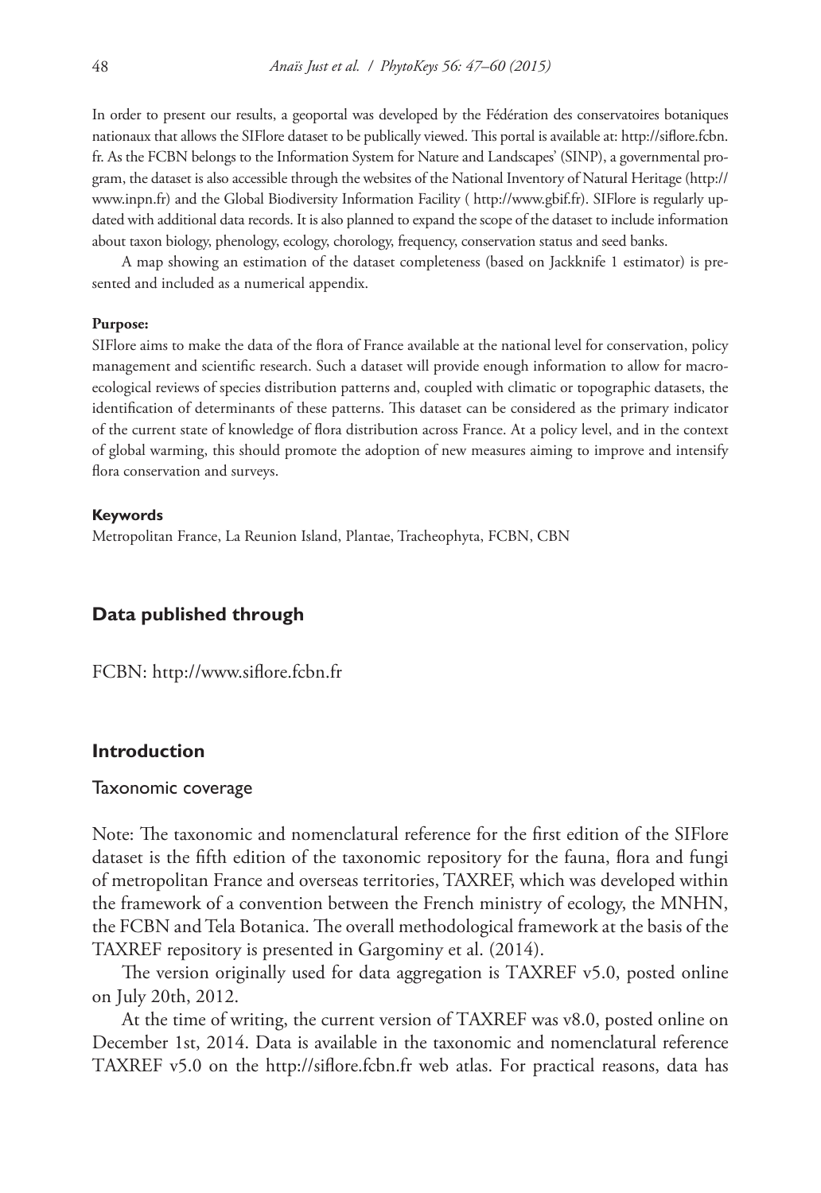In order to present our results, a geoportal was developed by the Fédération des conservatoires botaniques nationaux that allows the SIFlore dataset to be publically viewed. This portal is available at: http://siflore.fcbn.fr. As the FCBN belongs to the Information System for Nature and Landscapes' (SINP), a governmental program, the dataset is also accessible through the websites of the National Inventory of Natural Heritage (http://www.inpn.fr) and the Global Biodiversity Information Facility ( http://www.gbif.fr). SIFlore is regularly updated with additional data records. It is also planned to expand the scope of the dataset to include information about taxon biology, phenology, ecology, chorology, frequency, conservation status and seed banks.

A map showing an estimation of the dataset completeness (based on Jackknife 1 estimator) is presented and included as a numerical appendix.

**Purpose:**

SIFlore aims to make the data of the flora of France available at the national level for conservation, policy management and scientific research. Such a dataset will provide enough information to allow for macro-ecological reviews of species distribution patterns and, coupled with climatic or topographic datasets, the identification of determinants of these patterns. This dataset can be considered as the primary indicator of the current state of knowledge of flora distribution across France. At a policy level, and in the context of global warming, this should promote the adoption of new measures aiming to improve and intensify flora conservation and surveys.

**Keywords**

Metropolitan France, La Reunion Island, Plantae, Tracheophyta, FCBN, CBN

## Data published through

FCBN: http://www.siflore.fcbn.fr

## Introduction

### Taxonomic coverage

Note: The taxonomic and nomenclatural reference for the first edition of the SIFlore dataset is the fifth edition of the taxonomic repository for the fauna, flora and fungi of metropolitan France and overseas territories, TAXREF, which was developed within the framework of a convention between the French ministry of ecology, the MNHN, the FCBN and Tela Botanica. The overall methodological framework at the basis of the TAXREF repository is presented in Gargominy et al. (2014).

The version originally used for data aggregation is TAXREF v5.0, posted online on July 20th, 2012.

At the time of writing, the current version of TAXREF was v8.0, posted online on December 1st, 2014. Data is available in the taxonomic and nomenclatural reference TAXREF v5.0 on the http://siflore.fcbn.fr web atlas. For practical reasons, data has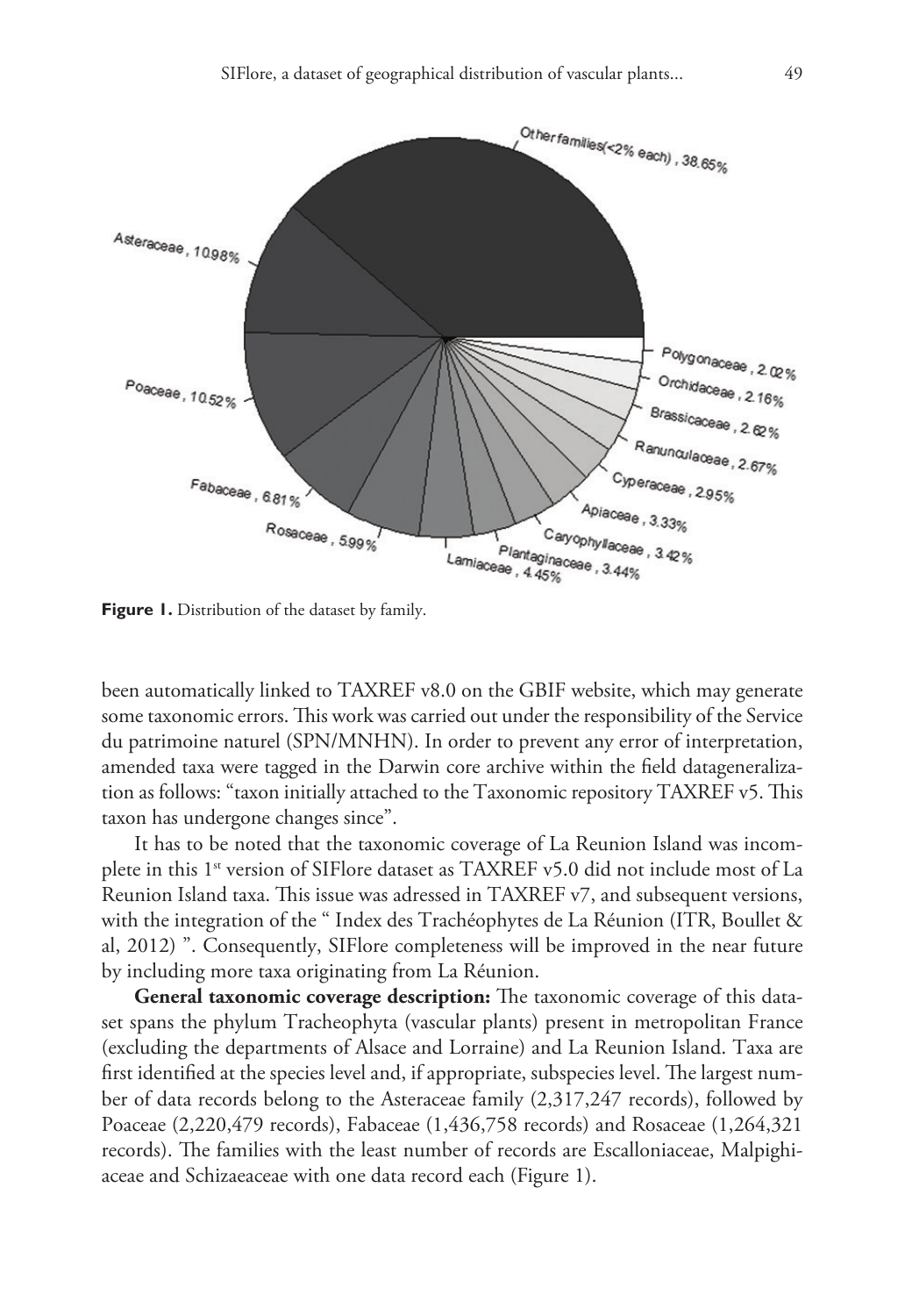**Figure 1.** Distribution of the dataset by family.

been automatically linked to TAXREF v8.0 on the GBIF website, which may generate some taxonomic errors. This work was carried out under the responsibility of the Service du patrimoine naturel (SPN/MNHN). In order to prevent any error of interpretation, amended taxa were tagged in the Darwin core archive within the field datageneralization as follows: "taxon initially attached to the Taxonomic repository TAXREF v5. This taxon has undergone changes since".

It has to be noted that the taxonomic coverage of La Reunion Island was incomplete in this 1st version of SIFlore dataset as TAXREF v5.0 did not include most of La Reunion Island taxa. This issue was adressed in TAXREF v7, and subsequent versions, with the integration of the " Index des Trachéophytes de La Réunion (ITR, Boullet & al, 2012) ". Consequently, SIFlore completeness will be improved in the near future by including more taxa originating from La Réunion.

**General taxonomic coverage description:** The taxonomic coverage of this dataset spans the phylum Tracheophyta (vascular plants) present in metropolitan France (excluding the departments of Alsace and Lorraine) and La Reunion Island. Taxa are first identified at the species level and, if appropriate, subspecies level. The largest number of data records belong to the Asteraceae family (2,317,247 records), followed by Poaceae (2,220,479 records), Fabaceae (1,436,758 records) and Rosaceae (1,264,321 records). The families with the least number of records are Escalloniaceae, Malpighiaceae and Schizaeaceae with one data record each (Figure 1).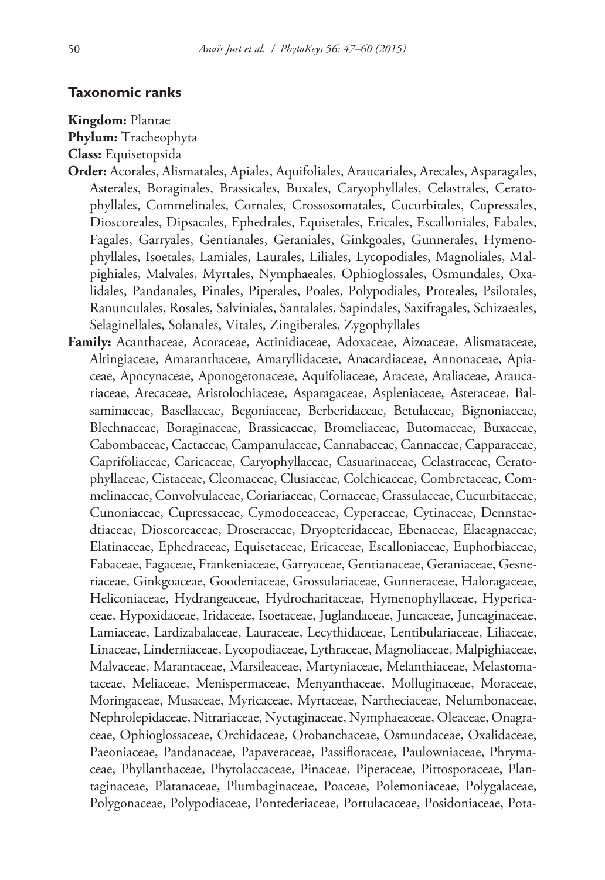## Taxonomic ranks

**Kingdom:** Plantae

**Phylum:** Tracheophyta

**Class:** Equisetopsida

**Order:** Acorales, Alismatales, Apiales, Aquifoliales, Araucariales, Arecales, Asparagales, Asterales, Boraginales, Brassicales, Buxales, Caryophyllales, Celastrales, Ceratophyllales, Commelinales, Cornales, Crossosomatales, Cucurbitales, Cupressales, Dioscoreales, Dipsacales, Ephedrales, Equisetales, Ericales, Escalloniales, Fabales, Fagales, Garryales, Gentianales, Geraniales, Ginkgoales, Gunnerales, Hymenophyllales, Isoetales, Lamiales, Laurales, Liliales, Lycopodiales, Magnoliales, Malpighiales, Malvales, Myrtales, Nymphaeales, Ophioglossales, Osmundales, Oxalidales, Pandanales, Pinales, Piperales, Poales, Polypodiales, Proteales, Psilotales, Ranunculales, Rosales, Salviniales, Santalales, Sapindales, Saxifragales, Schizaeales, Selaginellales, Solanales, Vitales, Zingiberales, Zygophyllales

**Family:** Acanthaceae, Acoraceae, Actinidiaceae, Adoxaceae, Aizoaceae, Alismataceae, Altingiaceae, Amaranthaceae, Amaryllidaceae, Anacardiaceae, Annonaceae, Apiaceae, Apocynaceae, Aponogetonaceae, Aquifoliaceae, Araceae, Araliaceae, Araucariaceae, Arecaceae, Aristolochiaceae, Asparagaceae, Aspleniaceae, Asteraceae, Balsaminaceae, Basellaceae, Begoniaceae, Berberidaceae, Betulaceae, Bignoniaceae, Blechnaceae, Boraginaceae, Brassicaceae, Bromeliaceae, Butomaceae, Buxaceae, Cabombaceae, Cactaceae, Campanulaceae, Cannabaceae, Cannaceae, Capparaceae, Caprifoliaceae, Caricaceae, Caryophyllaceae, Casuarinaceae, Celastraceae, Ceratophyllaceae, Cistaceae, Cleomaceae, Clusiaceae, Colchicaceae, Combretaceae, Commelinaceae, Convolvulaceae, Coriariaceae, Cornaceae, Crassulaceae, Cucurbitaceae, Cunoniaceae, Cupressaceae, Cymodoceaceae, Cyperaceae, Cytinaceae, Dennstaedtiaceae, Dioscoreaceae, Droseraceae, Dryopteridaceae, Ebenaceae, Elaeagnaceae, Elatinaceae, Ephedraceae, Equisetaceae, Ericaceae, Escalloniaceae, Euphorbiaceae, Fabaceae, Fagaceae, Frankeniaceae, Garryaceae, Gentianaceae, Geraniaceae, Gesneriaceae, Ginkgoaceae, Goodeniaceae, Grossulariaceae, Gunneraceae, Haloragaceae, Heliconiaceae, Hydrangeaceae, Hydrocharitaceae, Hymenophyllaceae, Hypericaceae, Hypoxidaceae, Iridaceae, Isoetaceae, Juglandaceae, Juncaceae, Juncaginaceae, Lamiaceae, Lardizabalaceae, Lauraceae, Lecythidaceae, Lentibulariaceae, Liliaceae, Linaceae, Linderniaceae, Lycopodiaceae, Lythraceae, Magnoliaceae, Malpighiaceae, Malvaceae, Marantaceae, Marsileaceae, Martyniaceae, Melanthiaceae, Melastomataceae, Meliaceae, Menispermaceae, Menyanthaceae, Molluginaceae, Moraceae, Moringaceae, Musaceae, Myricaceae, Myrtaceae, Nartheciaceae, Nelumbonaceae, Nephrolepidaceae, Nitrariaceae, Nyctaginaceae, Nymphaeaceae, Oleaceae, Onagraceae, Ophioglossaceae, Orchidaceae, Orobanchaceae, Osmundaceae, Oxalidaceae, Paeoniaceae, Pandanaceae, Papaveraceae, Passifloraceae, Paulowniaceae, Phrymaceae, Phyllanthaceae, Phytolaccaceae, Pinaceae, Piperaceae, Pittosporaceae, Plantaginaceae, Platanaceae, Plumbaginaceae, Poaceae, Polemoniaceae, Polygalaceae, Polygonaceae, Polypodiaceae, Pontederiaceae, Portulacaceae, Posidoniaceae, Pota-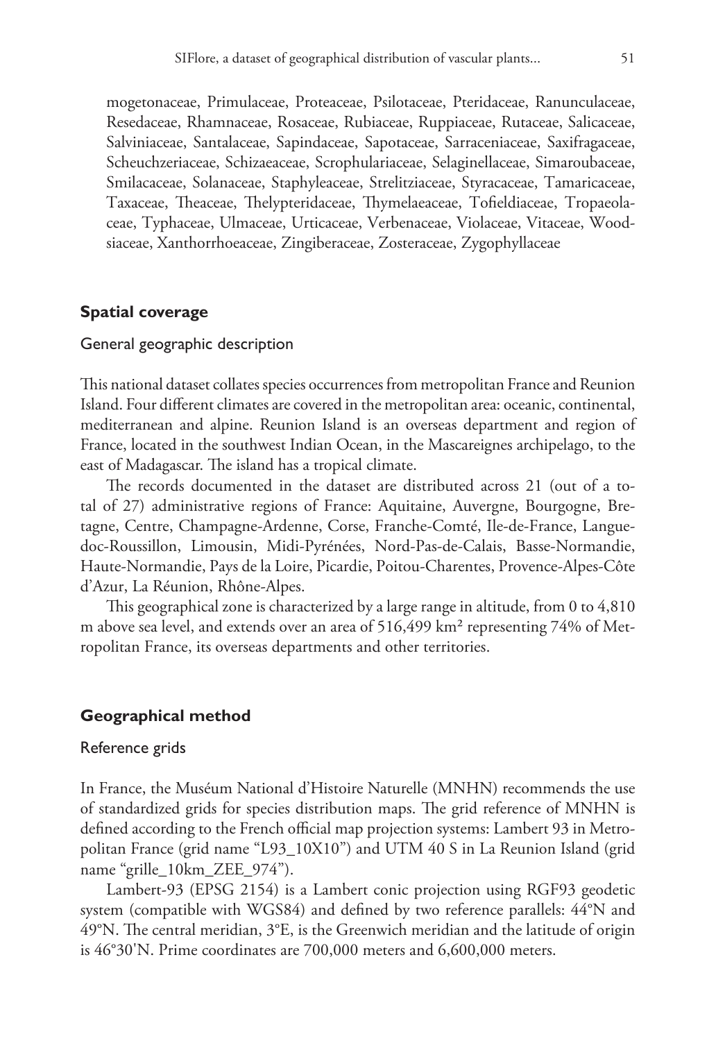mogetonaceae, Primulaceae, Proteaceae, Psilotaceae, Pteridaceae, Ranunculaceae, Resedaceae, Rhamnaceae, Rosaceae, Rubiaceae, Ruppiaceae, Rutaceae, Salicaceae, Salviniaceae, Santalaceae, Sapindaceae, Sapotaceae, Sarraceniaceae, Saxifragaceae, Scheuchzeriaceae, Schizaeaceae, Scrophulariaceae, Selaginellaceae, Simaroubaceae, Smilacaceae, Solanaceae, Staphyleaceae, Strelitziaceae, Styracaceae, Tamaricaceae, Taxaceae, Theaceae, Thelypteridaceae, Thymelaeaceae, Tofieldiaceae, Tropaeolaceae, Typhaceae, Ulmaceae, Urticaceae, Verbenaceae, Violaceae, Vitaceae, Woodsiaceae, Xanthorrhoeaceae, Zingiberaceae, Zosteraceae, Zygophyllaceae

## Spatial coverage

### General geographic description

This national dataset collates species occurrences from metropolitan France and Reunion Island. Four different climates are covered in the metropolitan area: oceanic, continental, mediterranean and alpine. Reunion Island is an overseas department and region of France, located in the southwest Indian Ocean, in the Mascareignes archipelago, to the east of Madagascar. The island has a tropical climate.

The records documented in the dataset are distributed across 21 (out of a total of 27) administrative regions of France: Aquitaine, Auvergne, Bourgogne, Bretagne, Centre, Champagne-Ardenne, Corse, Franche-Comté, Ile-de-France, Languedoc-Roussillon, Limousin, Midi-Pyrénées, Nord-Pas-de-Calais, Basse-Normandie, Haute-Normandie, Pays de la Loire, Picardie, Poitou-Charentes, Provence-Alpes-Côte d'Azur, La Réunion, Rhône-Alpes.

This geographical zone is characterized by a large range in altitude, from 0 to 4,810 m above sea level, and extends over an area of 516,499 km² representing 74% of Metropolitan France, its overseas departments and other territories.

## Geographical method

### Reference grids

In France, the Muséum National d'Histoire Naturelle (MNHN) recommends the use of standardized grids for species distribution maps. The grid reference of MNHN is defined according to the French official map projection systems: Lambert 93 in Metropolitan France (grid name "L93_10X10") and UTM 40 S in La Reunion Island (grid name "grille_10km_ZEE_974").

Lambert-93 (EPSG 2154) is a Lambert conic projection using RGF93 geodetic system (compatible with WGS84) and defined by two reference parallels: 44°N and 49°N. The central meridian, 3°E, is the Greenwich meridian and the latitude of origin is 46°30'N. Prime coordinates are 700,000 meters and 6,600,000 meters.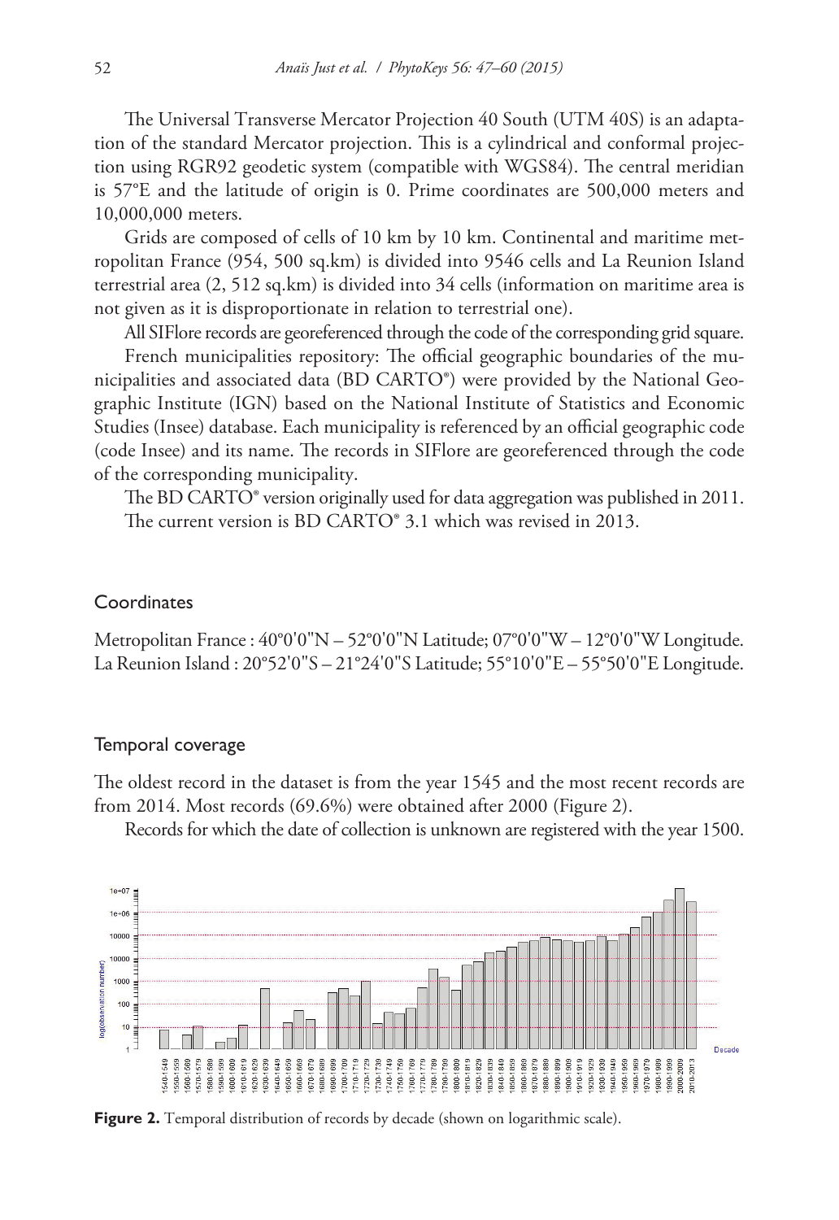The Universal Transverse Mercator Projection 40 South (UTM 40S) is an adaptation of the standard Mercator projection. This is a cylindrical and conformal projection using RGR92 geodetic system (compatible with WGS84). The central meridian is 57°E and the latitude of origin is 0. Prime coordinates are 500,000 meters and 10,000,000 meters.

Grids are composed of cells of 10 km by 10 km. Continental and maritime metropolitan France (954, 500 sq.km) is divided into 9546 cells and La Reunion Island terrestrial area (2, 512 sq.km) is divided into 34 cells (information on maritime area is not given as it is disproportionate in relation to terrestrial one).

All SIFlore records are georeferenced through the code of the corresponding grid square.

French municipalities repository: The official geographic boundaries of the municipalities and associated data (BD CARTO®) were provided by the National Geographic Institute (IGN) based on the National Institute of Statistics and Economic Studies (Insee) database. Each municipality is referenced by an official geographic code (code Insee) and its name. The records in SIFlore are georeferenced through the code of the corresponding municipality.

The BD CARTO® version originally used for data aggregation was published in 2011. The current version is BD CARTO® 3.1 which was revised in 2013.

## Coordinates

Metropolitan France : 40°0'0"N – 52°0'0"N Latitude; 07°0'0"W – 12°0'0"W Longitude.
La Reunion Island : 20°52'0"S – 21°24'0"S Latitude; 55°10'0"E – 55°50'0"E Longitude.

## Temporal coverage

The oldest record in the dataset is from the year 1545 and the most recent records are from 2014. Most records (69.6%) were obtained after 2000 (Figure 2).

Records for which the date of collection is unknown are registered with the year 1500.

**Figure 2.** Temporal distribution of records by decade (shown on logarithmic scale).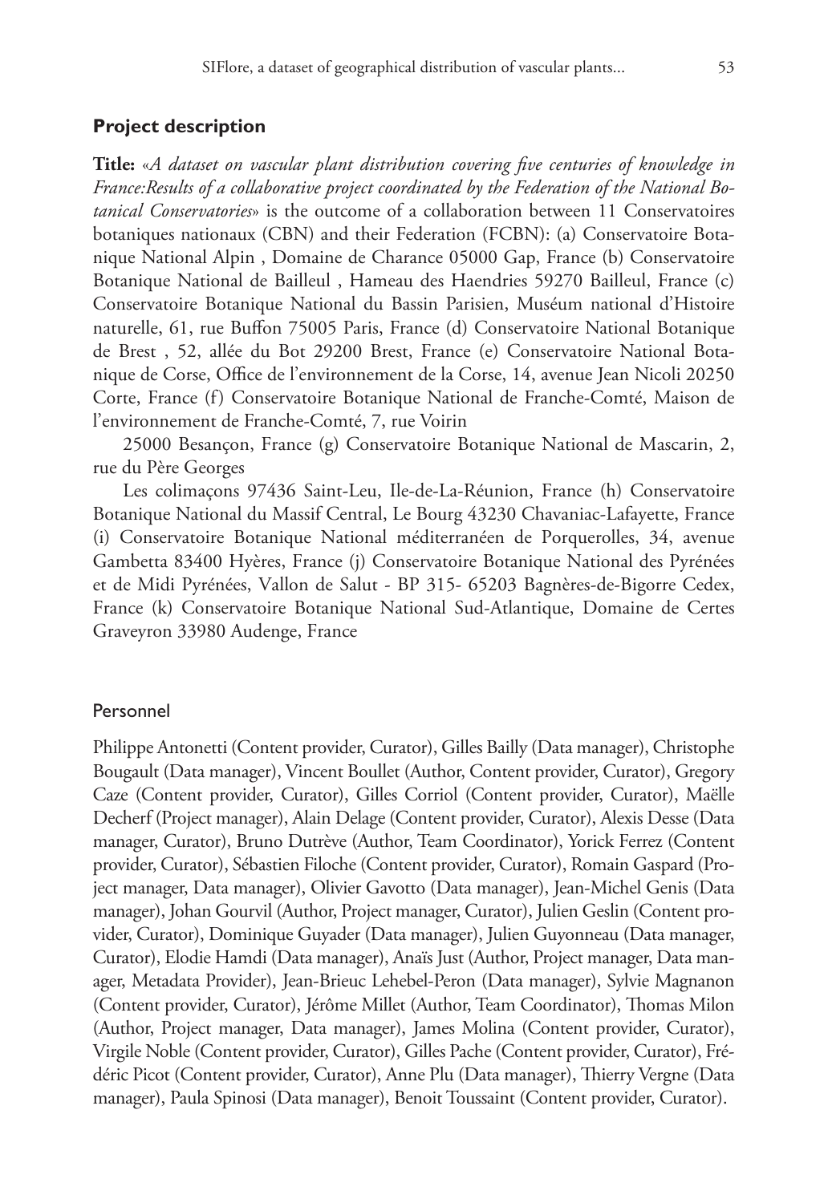## Project description

**Title:** «*A dataset on vascular plant distribution covering five centuries of knowledge in France:Results of a collaborative project coordinated by the Federation of the National Botanical Conservatories*» is the outcome of a collaboration between 11 Conservatoires botaniques nationaux (CBN) and their Federation (FCBN): (a) Conservatoire Botanique National Alpin , Domaine de Charance 05000 Gap, France (b) Conservatoire Botanique National de Bailleul , Hameau des Haendries 59270 Bailleul, France (c) Conservatoire Botanique National du Bassin Parisien, Muséum national d'Histoire naturelle, 61, rue Buffon 75005 Paris, France (d) Conservatoire National Botanique de Brest , 52, allée du Bot 29200 Brest, France (e) Conservatoire National Botanique de Corse, Office de l'environnement de la Corse, 14, avenue Jean Nicoli 20250 Corte, France (f) Conservatoire Botanique National de Franche-Comté, Maison de l'environnement de Franche-Comté, 7, rue Voirin

25000 Besançon, France (g) Conservatoire Botanique National de Mascarin, 2, rue du Père Georges

Les colimaçons 97436 Saint-Leu, Ile-de-La-Réunion, France (h) Conservatoire Botanique National du Massif Central, Le Bourg 43230 Chavaniac-Lafayette, France (i) Conservatoire Botanique National méditerranéen de Porquerolles, 34, avenue Gambetta 83400 Hyères, France (j) Conservatoire Botanique National des Pyrénées et de Midi Pyrénées, Vallon de Salut - BP 315- 65203 Bagnères-de-Bigorre Cedex, France (k) Conservatoire Botanique National Sud-Atlantique, Domaine de Certes Graveyron 33980 Audenge, France

### Personnel

Philippe Antonetti (Content provider, Curator), Gilles Bailly (Data manager), Christophe Bougault (Data manager), Vincent Boullet (Author, Content provider, Curator), Gregory Caze (Content provider, Curator), Gilles Corriol (Content provider, Curator), Maëlle Decherf (Project manager), Alain Delage (Content provider, Curator), Alexis Desse (Data manager, Curator), Bruno Dutrève (Author, Team Coordinator), Yorick Ferrez (Content provider, Curator), Sébastien Filoche (Content provider, Curator), Romain Gaspard (Project manager, Data manager), Olivier Gavotto (Data manager), Jean-Michel Genis (Data manager), Johan Gourvil (Author, Project manager, Curator), Julien Geslin (Content provider, Curator), Dominique Guyader (Data manager), Julien Guyonneau (Data manager, Curator), Elodie Hamdi (Data manager), Anaïs Just (Author, Project manager, Data manager, Metadata Provider), Jean-Brieuc Lehebel-Peron (Data manager), Sylvie Magnanon (Content provider, Curator), Jérôme Millet (Author, Team Coordinator), Thomas Milon (Author, Project manager, Data manager), James Molina (Content provider, Curator), Virgile Noble (Content provider, Curator), Gilles Pache (Content provider, Curator), Frédéric Picot (Content provider, Curator), Anne Plu (Data manager), Thierry Vergne (Data manager), Paula Spinosi (Data manager), Benoit Toussaint (Content provider, Curator).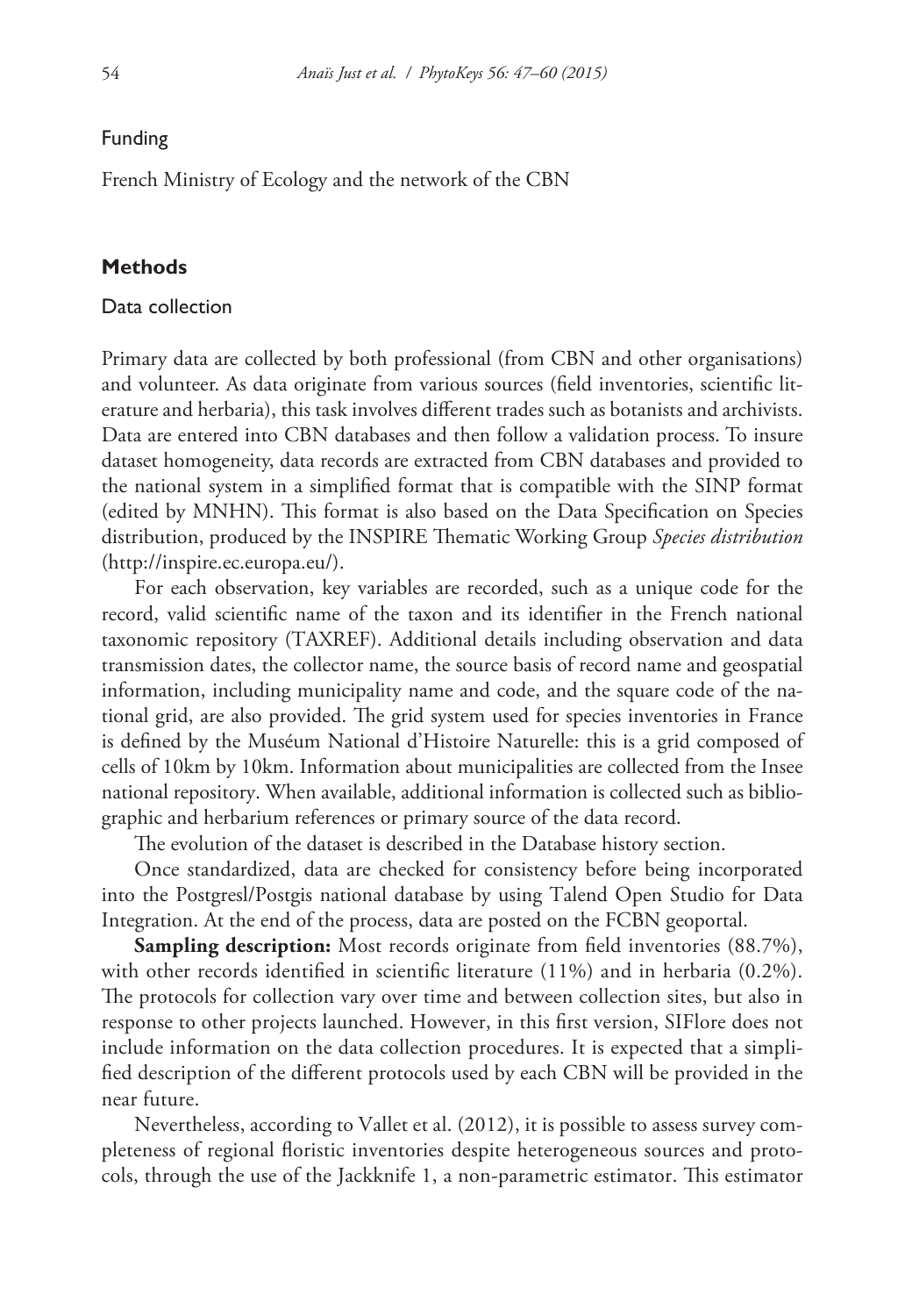Funding

French Ministry of Ecology and the network of the CBN

## Methods

### Data collection

Primary data are collected by both professional (from CBN and other organisations) and volunteer. As data originate from various sources (field inventories, scientific literature and herbaria), this task involves different trades such as botanists and archivists. Data are entered into CBN databases and then follow a validation process. To insure dataset homogeneity, data records are extracted from CBN databases and provided to the national system in a simplified format that is compatible with the SINP format (edited by MNHN). This format is also based on the Data Specification on Species distribution, produced by the INSPIRE Thematic Working Group *Species distribution* (http://inspire.ec.europa.eu/).

For each observation, key variables are recorded, such as a unique code for the record, valid scientific name of the taxon and its identifier in the French national taxonomic repository (TAXREF). Additional details including observation and data transmission dates, the collector name, the source basis of record name and geospatial information, including municipality name and code, and the square code of the national grid, are also provided. The grid system used for species inventories in France is defined by the Muséum National d'Histoire Naturelle: this is a grid composed of cells of 10km by 10km. Information about municipalities are collected from the Insee national repository. When available, additional information is collected such as bibliographic and herbarium references or primary source of the data record.

The evolution of the dataset is described in the Database history section.

Once standardized, data are checked for consistency before being incorporated into the Postgresl/Postgis national database by using Talend Open Studio for Data Integration. At the end of the process, data are posted on the FCBN geoportal.

**Sampling description:** Most records originate from field inventories (88.7%), with other records identified in scientific literature (11%) and in herbaria (0.2%). The protocols for collection vary over time and between collection sites, but also in response to other projects launched. However, in this first version, SIFlore does not include information on the data collection procedures. It is expected that a simplified description of the different protocols used by each CBN will be provided in the near future.

Nevertheless, according to Vallet et al. (2012), it is possible to assess survey completeness of regional floristic inventories despite heterogeneous sources and protocols, through the use of the Jackknife 1, a non-parametric estimator. This estimator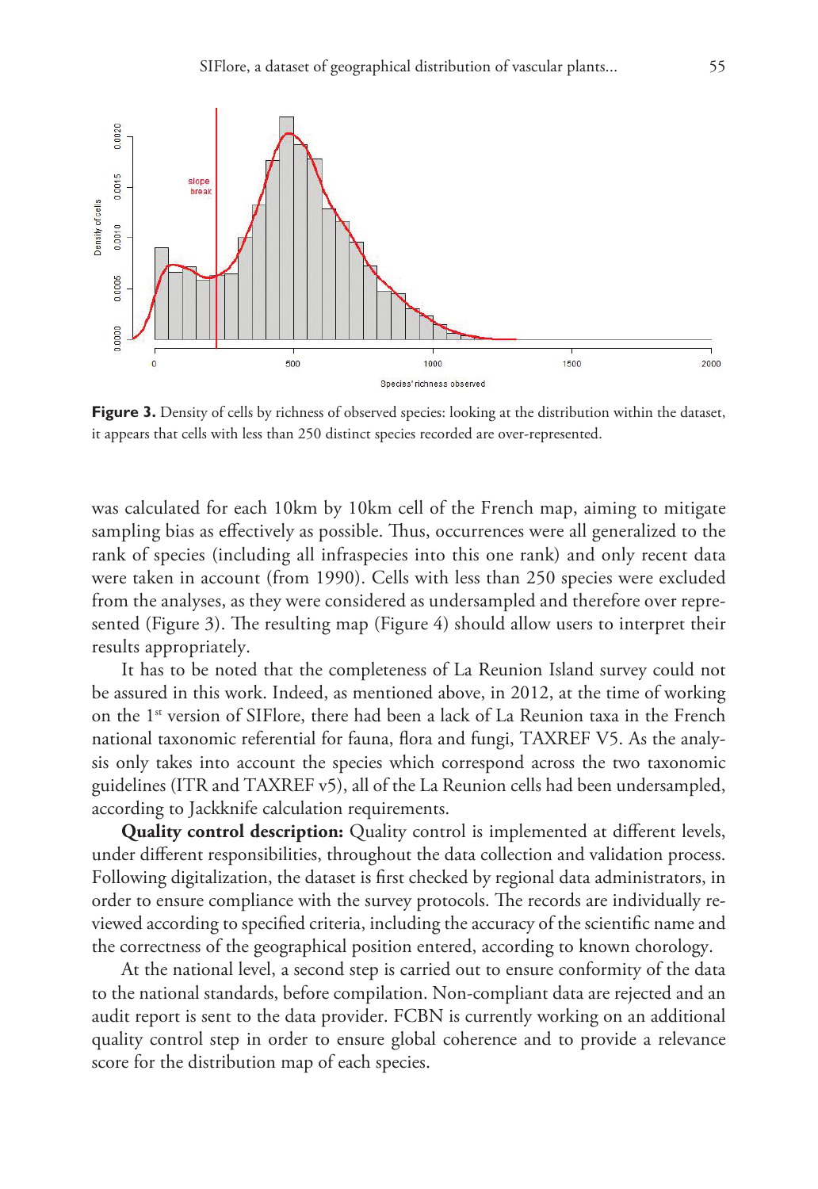**Figure 3.** Density of cells by richness of observed species: looking at the distribution within the dataset, it appears that cells with less than 250 distinct species recorded are over-represented.

was calculated for each 10km by 10km cell of the French map, aiming to mitigate sampling bias as effectively as possible. Thus, occurrences were all generalized to the rank of species (including all infraspecies into this one rank) and only recent data were taken in account (from 1990). Cells with less than 250 species were excluded from the analyses, as they were considered as undersampled and therefore over represented (Figure 3). The resulting map (Figure 4) should allow users to interpret their results appropriately.

It has to be noted that the completeness of La Reunion Island survey could not be assured in this work. Indeed, as mentioned above, in 2012, at the time of working on the 1[st] version of SIFlore, there had been a lack of La Reunion taxa in the French national taxonomic referential for fauna, flora and fungi, TAXREF V5. As the analysis only takes into account the species which correspond across the two taxonomic guidelines (ITR and TAXREF v5), all of the La Reunion cells had been undersampled, according to Jackknife calculation requirements.

**Quality control description:** Quality control is implemented at different levels, under different responsibilities, throughout the data collection and validation process. Following digitalization, the dataset is first checked by regional data administrators, in order to ensure compliance with the survey protocols. The records are individually reviewed according to specified criteria, including the accuracy of the scientific name and the correctness of the geographical position entered, according to known chorology.

At the national level, a second step is carried out to ensure conformity of the data to the national standards, before compilation. Non-compliant data are rejected and an audit report is sent to the data provider. FCBN is currently working on an additional quality control step in order to ensure global coherence and to provide a relevance score for the distribution map of each species.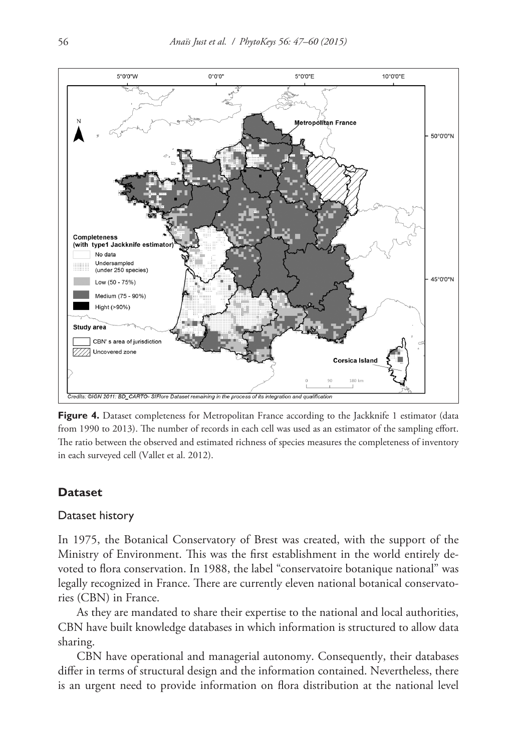**Figure 4.** Dataset completeness for Metropolitan France according to the Jackknife 1 estimator (data from 1990 to 2013). The number of records in each cell was used as an estimator of the sampling effort. The ratio between the observed and estimated richness of species measures the completeness of inventory in each surveyed cell (Vallet et al. 2012).

## Dataset

### Dataset history

In 1975, the Botanical Conservatory of Brest was created, with the support of the Ministry of Environment. This was the first establishment in the world entirely devoted to flora conservation. In 1988, the label "conservatoire botanique national" was legally recognized in France. There are currently eleven national botanical conservatories (CBN) in France.

As they are mandated to share their expertise to the national and local authorities, CBN have built knowledge databases in which information is structured to allow data sharing.

CBN have operational and managerial autonomy. Consequently, their databases differ in terms of structural design and the information contained. Nevertheless, there is an urgent need to provide information on flora distribution at the national level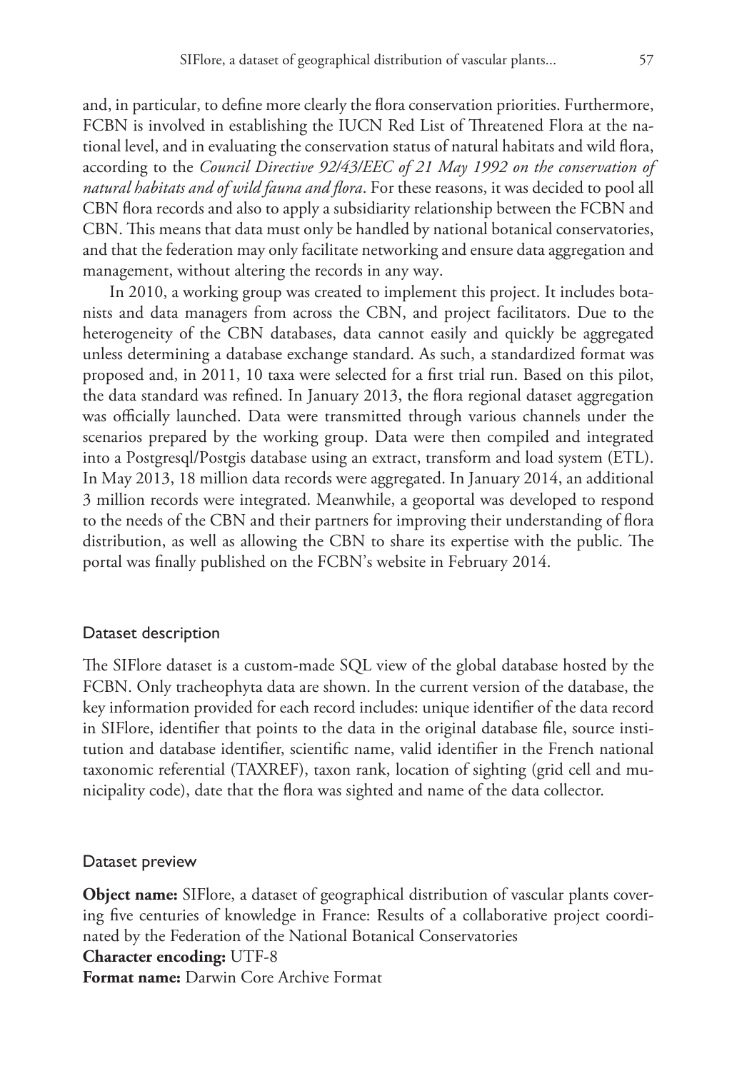and, in particular, to define more clearly the flora conservation priorities. Furthermore, FCBN is involved in establishing the IUCN Red List of Threatened Flora at the national level, and in evaluating the conservation status of natural habitats and wild flora, according to the *Council Directive 92/43/EEC of 21 May 1992 on the conservation of natural habitats and of wild fauna and flora*. For these reasons, it was decided to pool all CBN flora records and also to apply a subsidiarity relationship between the FCBN and CBN. This means that data must only be handled by national botanical conservatories, and that the federation may only facilitate networking and ensure data aggregation and management, without altering the records in any way.

In 2010, a working group was created to implement this project. It includes botanists and data managers from across the CBN, and project facilitators. Due to the heterogeneity of the CBN databases, data cannot easily and quickly be aggregated unless determining a database exchange standard. As such, a standardized format was proposed and, in 2011, 10 taxa were selected for a first trial run. Based on this pilot, the data standard was refined. In January 2013, the flora regional dataset aggregation was officially launched. Data were transmitted through various channels under the scenarios prepared by the working group. Data were then compiled and integrated into a Postgresql/Postgis database using an extract, transform and load system (ETL). In May 2013, 18 million data records were aggregated. In January 2014, an additional 3 million records were integrated. Meanwhile, a geoportal was developed to respond to the needs of the CBN and their partners for improving their understanding of flora distribution, as well as allowing the CBN to share its expertise with the public. The portal was finally published on the FCBN's website in February 2014.

## Dataset description

The SIFlore dataset is a custom-made SQL view of the global database hosted by the FCBN. Only tracheophyta data are shown. In the current version of the database, the key information provided for each record includes: unique identifier of the data record in SIFlore, identifier that points to the data in the original database file, source institution and database identifier, scientific name, valid identifier in the French national taxonomic referential (TAXREF), taxon rank, location of sighting (grid cell and municipality code), date that the flora was sighted and name of the data collector.

## Dataset preview

**Object name:** SIFlore, a dataset of geographical distribution of vascular plants covering five centuries of knowledge in France: Results of a collaborative project coordinated by the Federation of the National Botanical Conservatories
**Character encoding:** UTF-8
**Format name:** Darwin Core Archive Format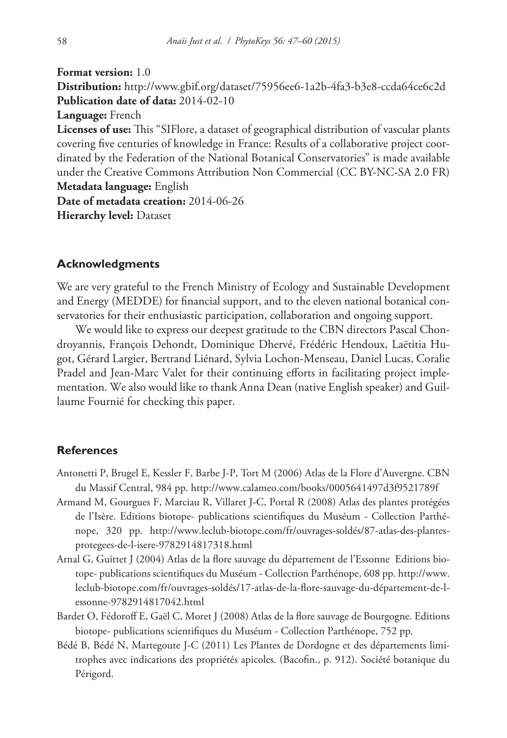**Format version:** 1.0

**Distribution:** http://www.gbif.org/dataset/75956ee6-1a2b-4fa3-b3e8-ccda64ce6c2d

**Publication date of data:** 2014-02-10

**Language:** French

**Licenses of use:** This "SIFlore, a dataset of geographical distribution of vascular plants covering five centuries of knowledge in France: Results of a collaborative project coordinated by the Federation of the National Botanical Conservatories" is made available under the Creative Commons Attribution Non Commercial (CC BY-NC-SA 2.0 FR)

**Metadata language:** English

**Date of metadata creation:** 2014-06-26

**Hierarchy level:** Dataset

## Acknowledgments

We are very grateful to the French Ministry of Ecology and Sustainable Development and Energy (MEDDE) for financial support, and to the eleven national botanical conservatories for their enthusiastic participation, collaboration and ongoing support.

We would like to express our deepest gratitude to the CBN directors Pascal Chondroyannis, François Dehondt, Dominique Dhervé, Frédéric Hendoux, Laëtitia Hugot, Gérard Largier, Bertrand Liénard, Sylvia Lochon-Menseau, Daniel Lucas, Coralie Pradel and Jean-Marc Valet for their continuing efforts in facilitating project implementation. We also would like to thank Anna Dean (native English speaker) and Guillaume Fournié for checking this paper.

## References

Antonetti P, Brugel E, Kessler F, Barbe J-P, Tort M (2006) Atlas de la Flore d'Auvergne. CBN du Massif Central, 984 pp. http://www.calameo.com/books/0005641497d3f9521789f

Armand M, Gourgues F, Marciau R, Villaret J-C, Portal R (2008) Atlas des plantes protégées de l'Isère. Editions biotope- publications scientifiques du Muséum - Collection Parthénope, 320 pp. http://www.leclub-biotope.com/fr/ouvrages-soldés/87-atlas-des-plantes-protegees-de-l-isere-9782914817318.html

Arnal G, Guittet J (2004) Atlas de la flore sauvage du département de l'Essonne Editions biotope- publications scientifiques du Muséum - Collection Parthénope, 608 pp. http://www.leclub-biotope.com/fr/ouvrages-soldés/17-atlas-de-la-flore-sauvage-du-département-de-l-essonne-9782914817042.html

Bardet O, Fédoroff E, Gaël C, Moret J (2008) Atlas de la flore sauvage de Bourgogne. Editions biotope- publications scientifiques du Muséum - Collection Parthénope, 752 pp.

Bédé B, Bédé N, Martegoute J-C (2011) Les Plantes de Dordogne et des départements limitrophes avec indications des propriétés apicoles. (Bacofin., p. 912). Société botanique du Périgord.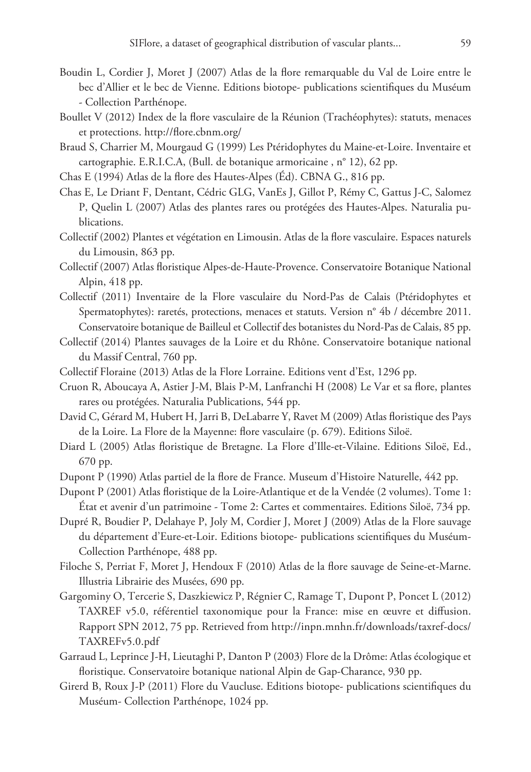Boudin L, Cordier J, Moret J (2007) Atlas de la flore remarquable du Val de Loire entre le bec d'Allier et le bec de Vienne. Editions biotope- publications scientifiques du Muséum - Collection Parthénope.

Boullet V (2012) Index de la flore vasculaire de la Réunion (Trachéophytes): statuts, menaces et protections. http://flore.cbnm.org/

Braud S, Charrier M, Mourgaud G (1999) Les Ptéridophytes du Maine-et-Loire. Inventaire et cartographie. E.R.I.C.A, (Bull. de botanique armoricaine , n° 12), 62 pp.

Chas E (1994) Atlas de la flore des Hautes-Alpes (Éd). CBNA G., 816 pp.

Chas E, Le Driant F, Dentant, Cédric GLG, VanEs J, Gillot P, Rémy C, Gattus J-C, Salomez P, Quelin L (2007) Atlas des plantes rares ou protégées des Hautes-Alpes. Naturalia publications.

Collectif (2002) Plantes et végétation en Limousin. Atlas de la flore vasculaire. Espaces naturels du Limousin, 863 pp.

Collectif (2007) Atlas floristique Alpes-de-Haute-Provence. Conservatoire Botanique National Alpin, 418 pp.

Collectif (2011) Inventaire de la Flore vasculaire du Nord-Pas de Calais (Ptéridophytes et Spermatophytes): raretés, protections, menaces et statuts. Version n° 4b / décembre 2011. Conservatoire botanique de Bailleul et Collectif des botanistes du Nord-Pas de Calais, 85 pp.

Collectif (2014) Plantes sauvages de la Loire et du Rhône. Conservatoire botanique national du Massif Central, 760 pp.

Collectif Floraine (2013) Atlas de la Flore Lorraine. Editions vent d'Est, 1296 pp.

Cruon R, Aboucaya A, Astier J-M, Blais P-M, Lanfranchi H (2008) Le Var et sa flore, plantes rares ou protégées. Naturalia Publications, 544 pp.

David C, Gérard M, Hubert H, Jarri B, DeLabarre Y, Ravet M (2009) Atlas floristique des Pays de la Loire. La Flore de la Mayenne: flore vasculaire (p. 679). Editions Siloë.

Diard L (2005) Atlas floristique de Bretagne. La Flore d'Ille-et-Vilaine. Editions Siloë, Ed., 670 pp.

Dupont P (1990) Atlas partiel de la flore de France. Museum d'Histoire Naturelle, 442 pp.

Dupont P (2001) Atlas floristique de la Loire-Atlantique et de la Vendée (2 volumes). Tome 1: État et avenir d'un patrimoine - Tome 2: Cartes et commentaires. Editions Siloë, 734 pp.

Dupré R, Boudier P, Delahaye P, Joly M, Cordier J, Moret J (2009) Atlas de la Flore sauvage du département d'Eure-et-Loir. Editions biotope- publications scientifiques du Muséum-Collection Parthénope, 488 pp.

Filoche S, Perriat F, Moret J, Hendoux F (2010) Atlas de la flore sauvage de Seine-et-Marne. Illustria Librairie des Musées, 690 pp.

Gargominy O, Tercerie S, Daszkiewicz P, Régnier C, Ramage T, Dupont P, Poncet L (2012) TAXREF v5.0, référentiel taxonomique pour la France: mise en œuvre et diffusion. Rapport SPN 2012, 75 pp. Retrieved from http://inpn.mnhn.fr/downloads/taxref-docs/TAXREFv5.0.pdf

Garraud L, Leprince J-H, Lieutaghi P, Danton P (2003) Flore de la Drôme: Atlas écologique et floristique. Conservatoire botanique national Alpin de Gap-Charance, 930 pp.

Girerd B, Roux J-P (2011) Flore du Vaucluse. Editions biotope- publications scientifiques du Muséum- Collection Parthénope, 1024 pp.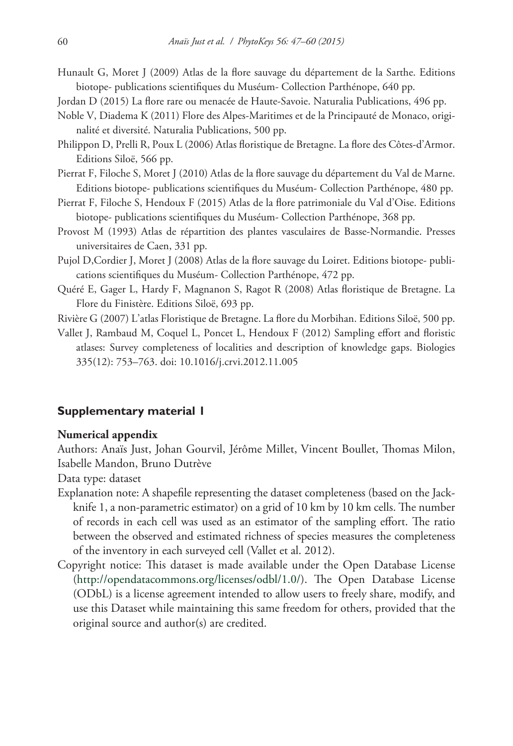Hunault G, Moret J (2009) Atlas de la flore sauvage du département de la Sarthe. Editions biotope- publications scientifiques du Muséum- Collection Parthénope, 640 pp.

Jordan D (2015) La flore rare ou menacée de Haute-Savoie. Naturalia Publications, 496 pp.

Noble V, Diadema K (2011) Flore des Alpes-Maritimes et de la Principauté de Monaco, originalité et diversité. Naturalia Publications, 500 pp.

Philippon D, Prelli R, Poux L (2006) Atlas floristique de Bretagne. La flore des Côtes-d'Armor. Editions Siloë, 566 pp.

Pierrat F, Filoche S, Moret J (2010) Atlas de la flore sauvage du département du Val de Marne. Editions biotope- publications scientifiques du Muséum- Collection Parthénope, 480 pp.

Pierrat F, Filoche S, Hendoux F (2015) Atlas de la flore patrimoniale du Val d'Oise. Editions biotope- publications scientifiques du Muséum- Collection Parthénope, 368 pp.

Provost M (1993) Atlas de répartition des plantes vasculaires de Basse-Normandie. Presses universitaires de Caen, 331 pp.

Pujol D,Cordier J, Moret J (2008) Atlas de la flore sauvage du Loiret. Editions biotope- publications scientifiques du Muséum- Collection Parthénope, 472 pp.

Quéré E, Gager L, Hardy F, Magnanon S, Ragot R (2008) Atlas floristique de Bretagne. La Flore du Finistère. Editions Siloë, 693 pp.

Rivière G (2007) L'atlas Floristique de Bretagne. La flore du Morbihan. Editions Siloë, 500 pp.

Vallet J, Rambaud M, Coquel L, Poncet L, Hendoux F (2012) Sampling effort and floristic atlases: Survey completeness of localities and description of knowledge gaps. Biologies 335(12): 753–763. doi: 10.1016/j.crvi.2012.11.005

## Supplementary material 1

**Numerical appendix**

Authors: Anaïs Just, Johan Gourvil, Jérôme Millet, Vincent Boullet, Thomas Milon, Isabelle Mandon, Bruno Dutrève

Data type: dataset

Explanation note: A shapefile representing the dataset completeness (based on the Jackknife 1, a non-parametric estimator) on a grid of 10 km by 10 km cells. The number of records in each cell was used as an estimator of the sampling effort. The ratio between the observed and estimated richness of species measures the completeness of the inventory in each surveyed cell (Vallet et al. 2012).

Copyright notice: This dataset is made available under the Open Database License (http://opendatacommons.org/licenses/odbl/1.0/). The Open Database License (ODbL) is a license agreement intended to allow users to freely share, modify, and use this Dataset while maintaining this same freedom for others, provided that the original source and author(s) are credited.